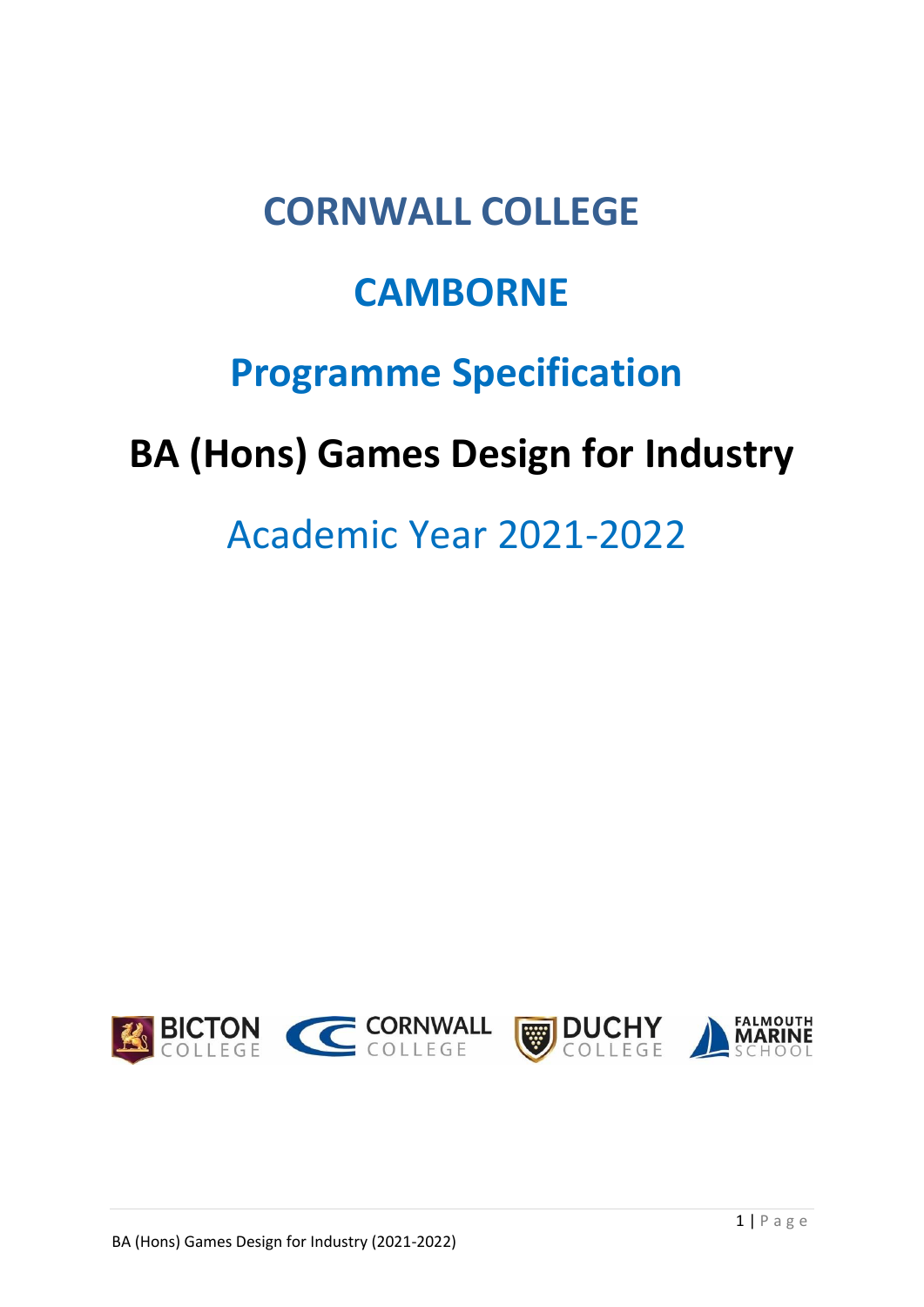# CORNWALL COLLEGE

# CAMBORNE

## Programme Specification

# BA (Hons) Games Design for Industry

## Academic Year 2021-2022

BICTON COLLEGE CORNWALL COLLEGE DUCHY COLLEGE FALMOUTH MARINE SCHOOL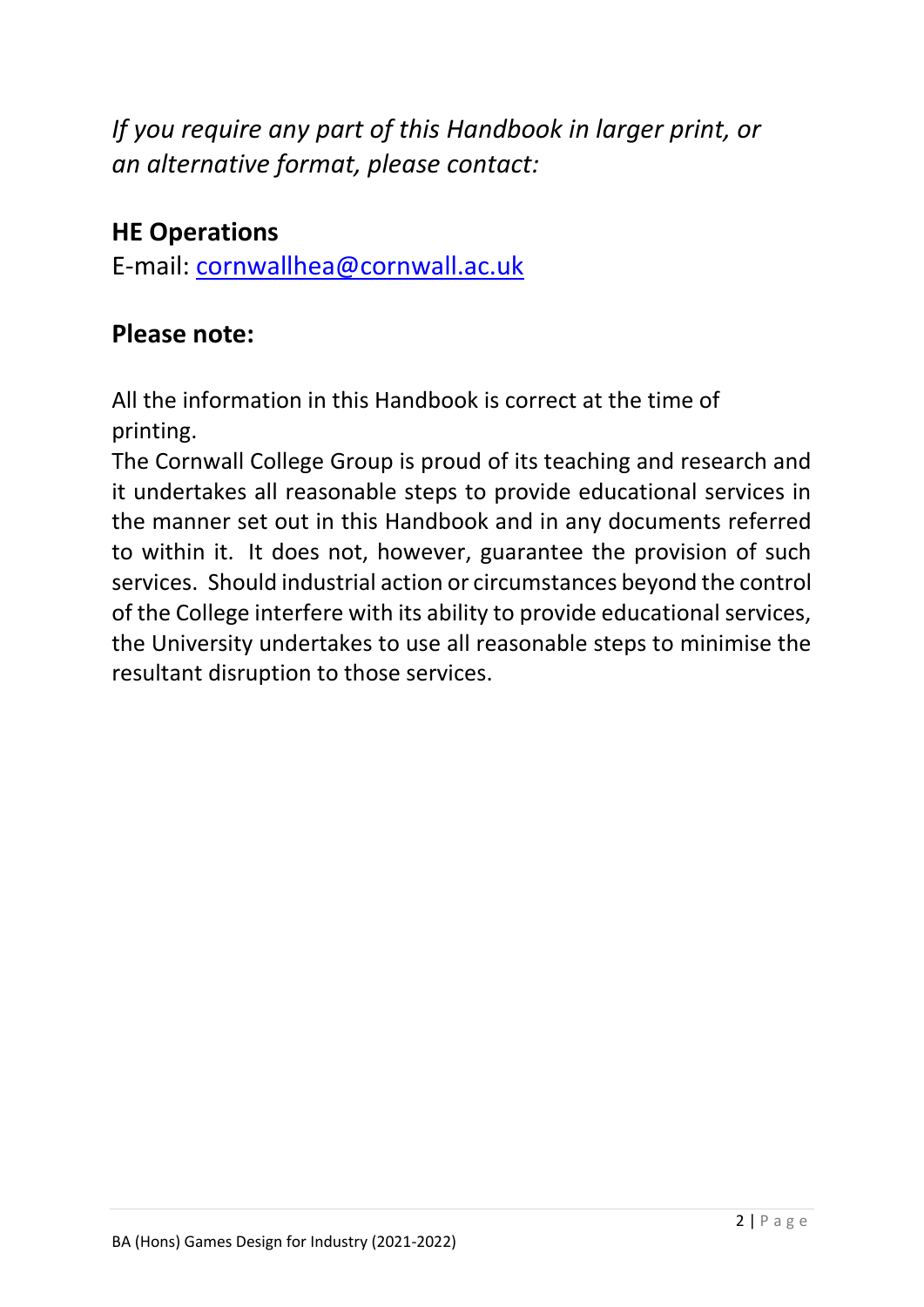*If you require any part of this Handbook in larger print, or an alternative format, please contact:*

**HE Operations**

E-mail: [cornwallhea@cornwall.ac.uk](mailto:cornwallhea@cornwall.ac.uk)

## Please note:

All the information in this Handbook is correct at the time of printing.

The Cornwall College Group is proud of its teaching and research and it undertakes all reasonable steps to provide educational services in the manner set out in this Handbook and in any documents referred to within it. It does not, however, guarantee the provision of such services. Should industrial action or circumstances beyond the control of the College interfere with its ability to provide educational services, the University undertakes to use all reasonable steps to minimise the resultant disruption to those services.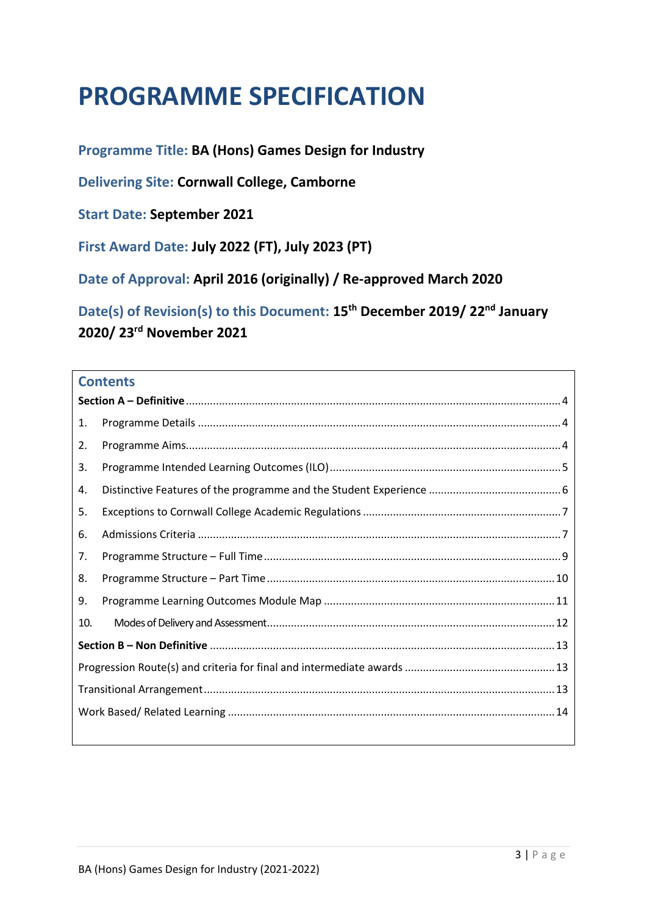# PROGRAMME SPECIFICATION

**Programme Title: BA (Hons) Games Design for Industry**

**Delivering Site: Cornwall College, Camborne**

**Start Date: September 2021**

**First Award Date: July 2022 (FT), July 2023 (PT)**

**Date of Approval: April 2016 (originally) / Re-approved March 2020**

**Date(s) of Revision(s) to this Document: 15th December 2019/ 22nd January 2020/ 23rd November 2021**

## Contents

**Section A – Definitive** .......... 4

1. Programme Details .......... 4
2. Programme Aims .......... 4
3. Programme Intended Learning Outcomes (ILO) .......... 5
4. Distinctive Features of the programme and the Student Experience .......... 6
5. Exceptions to Cornwall College Academic Regulations .......... 7
6. Admissions Criteria .......... 7
7. Programme Structure – Full Time .......... 9
8. Programme Structure – Part Time .......... 10
9. Programme Learning Outcomes Module Map .......... 11
10. Modes of Delivery and Assessment .......... 12

**Section B – Non Definitive** .......... 13

Progression Route(s) and criteria for final and intermediate awards .......... 13

Transitional Arrangement .......... 13

Work Based/ Related Learning .......... 14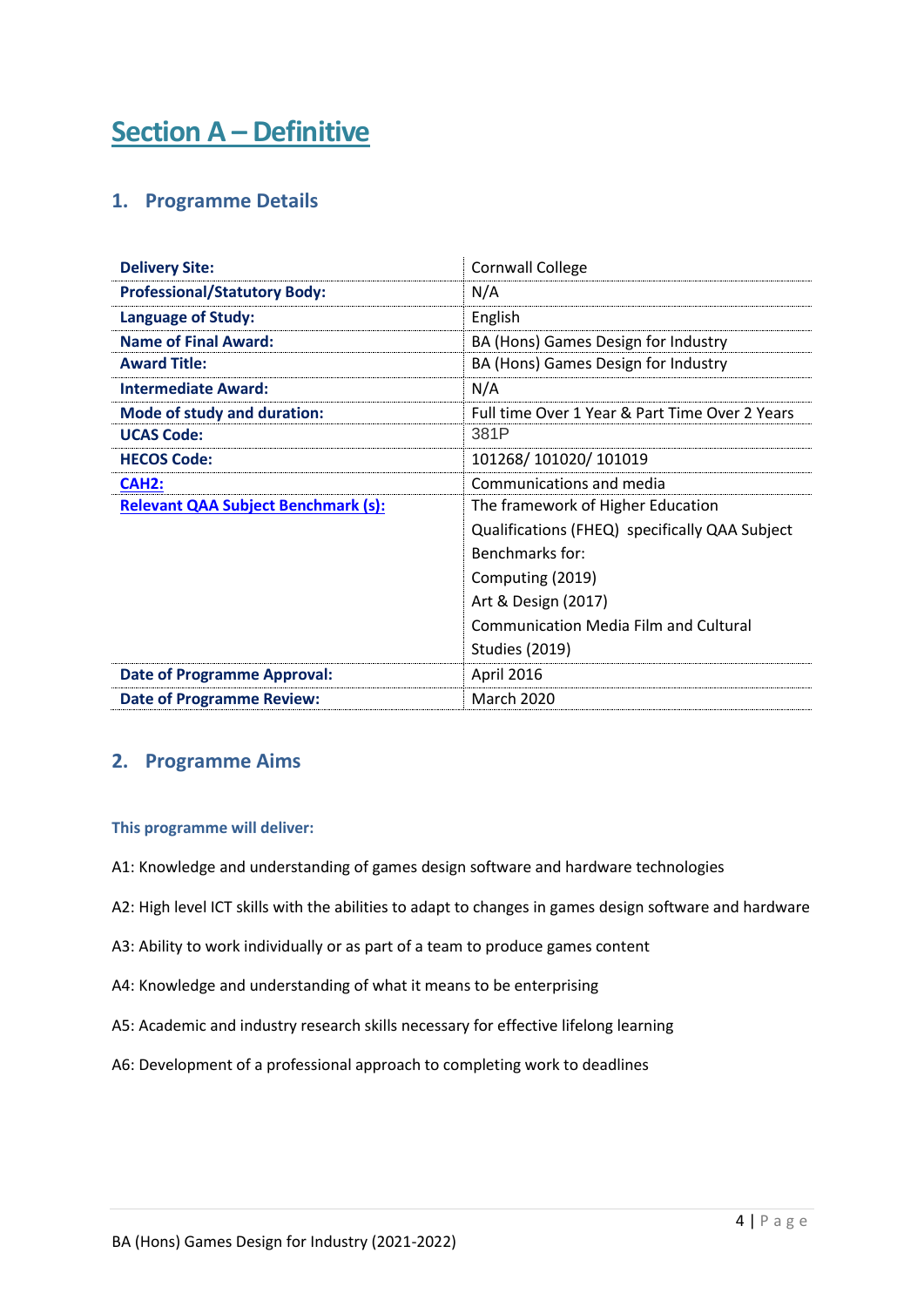# Section A – Definitive

## 1. Programme Details

| | |
|---|---|
| **Delivery Site:** | Cornwall College |
| **Professional/Statutory Body:** | N/A |
| **Language of Study:** | English |
| **Name of Final Award:** | BA (Hons) Games Design for Industry |
| **Award Title:** | BA (Hons) Games Design for Industry |
| **Intermediate Award:** | N/A |
| **Mode of study and duration:** | Full time Over 1 Year & Part Time Over 2 Years |
| **UCAS Code:** | 381P |
| **HECOS Code:** | 101268/ 101020/ 101019 |
| **CAH2:** | Communications and media |
| **Relevant QAA Subject Benchmark (s):** | The framework of Higher Education Qualifications (FHEQ) specifically QAA Subject Benchmarks for: Computing (2019) Art & Design (2017) Communication Media Film and Cultural Studies (2019) |
| **Date of Programme Approval:** | April 2016 |
| **Date of Programme Review:** | March 2020 |

## 2. Programme Aims

**This programme will deliver:**

A1: Knowledge and understanding of games design software and hardware technologies

A2: High level ICT skills with the abilities to adapt to changes in games design software and hardware

A3: Ability to work individually or as part of a team to produce games content

A4: Knowledge and understanding of what it means to be enterprising

A5: Academic and industry research skills necessary for effective lifelong learning

A6: Development of a professional approach to completing work to deadlines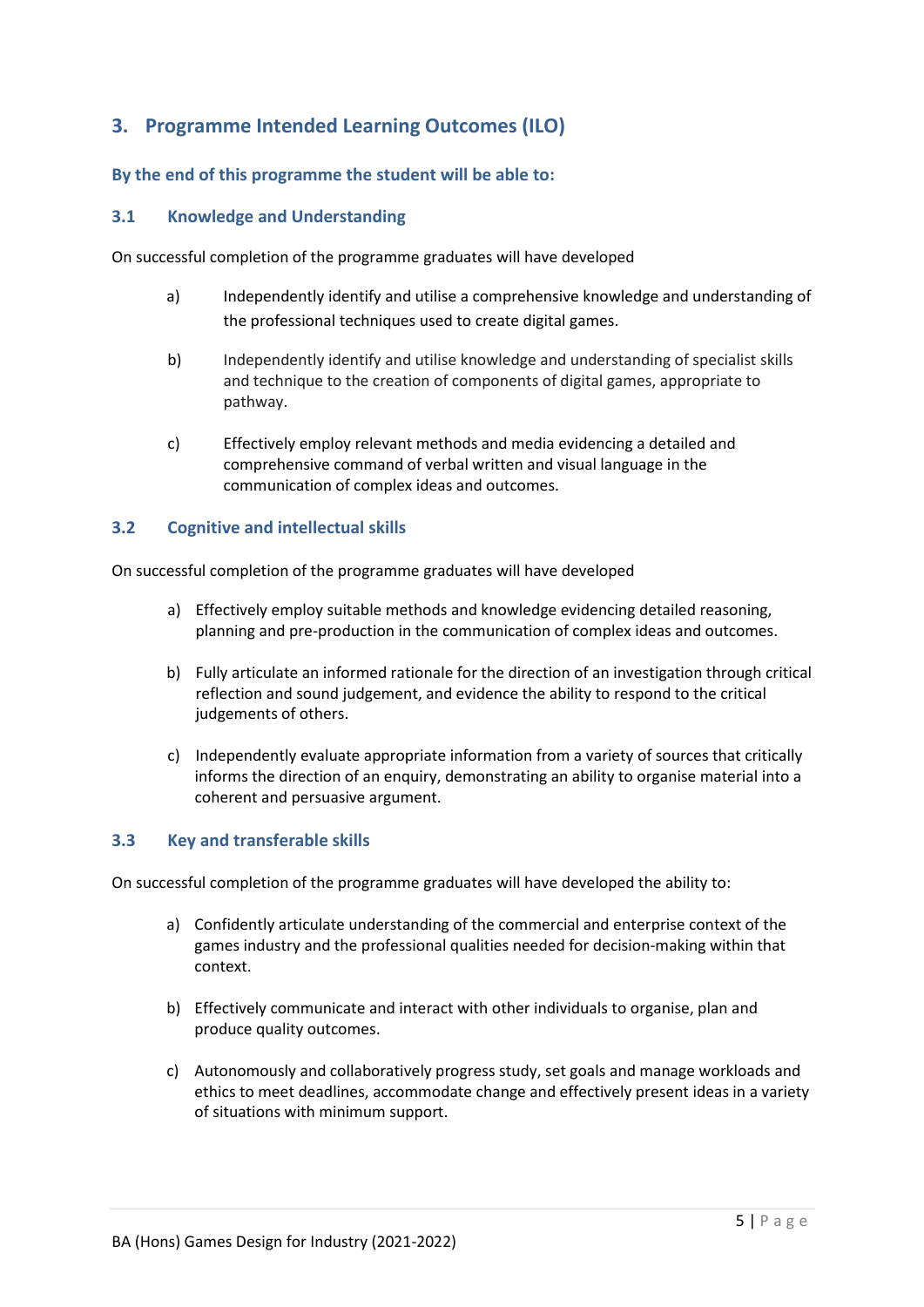## 3. Programme Intended Learning Outcomes (ILO)

### By the end of this programme the student will be able to:

### 3.1 Knowledge and Understanding

On successful completion of the programme graduates will have developed

a) Independently identify and utilise a comprehensive knowledge and understanding of the professional techniques used to create digital games.

b) Independently identify and utilise knowledge and understanding of specialist skills and technique to the creation of components of digital games, appropriate to pathway.

c) Effectively employ relevant methods and media evidencing a detailed and comprehensive command of verbal written and visual language in the communication of complex ideas and outcomes.

### 3.2 Cognitive and intellectual skills

On successful completion of the programme graduates will have developed

a) Effectively employ suitable methods and knowledge evidencing detailed reasoning, planning and pre-production in the communication of complex ideas and outcomes.

b) Fully articulate an informed rationale for the direction of an investigation through critical reflection and sound judgement, and evidence the ability to respond to the critical judgements of others.

c) Independently evaluate appropriate information from a variety of sources that critically informs the direction of an enquiry, demonstrating an ability to organise material into a coherent and persuasive argument.

### 3.3 Key and transferable skills

On successful completion of the programme graduates will have developed the ability to:

a) Confidently articulate understanding of the commercial and enterprise context of the games industry and the professional qualities needed for decision-making within that context.

b) Effectively communicate and interact with other individuals to organise, plan and produce quality outcomes.

c) Autonomously and collaboratively progress study, set goals and manage workloads and ethics to meet deadlines, accommodate change and effectively present ideas in a variety of situations with minimum support.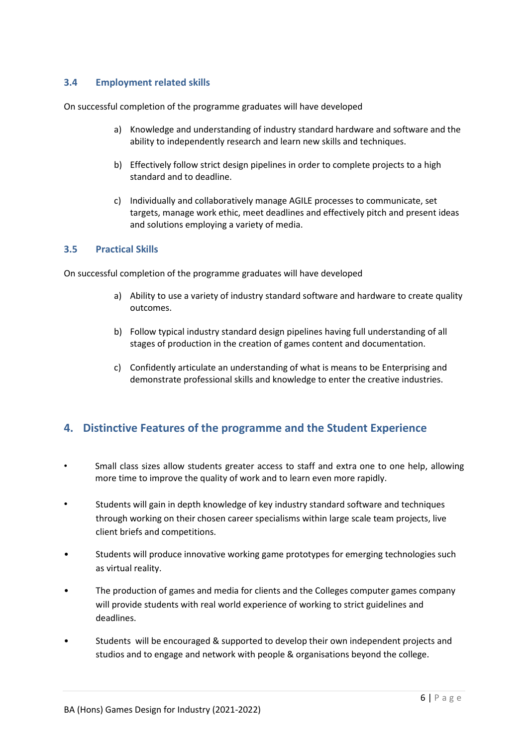### 3.4 Employment related skills

On successful completion of the programme graduates will have developed

a) Knowledge and understanding of industry standard hardware and software and the ability to independently research and learn new skills and techniques.

b) Effectively follow strict design pipelines in order to complete projects to a high standard and to deadline.

c) Individually and collaboratively manage AGILE processes to communicate, set targets, manage work ethic, meet deadlines and effectively pitch and present ideas and solutions employing a variety of media.

### 3.5 Practical Skills

On successful completion of the programme graduates will have developed

a) Ability to use a variety of industry standard software and hardware to create quality outcomes.

b) Follow typical industry standard design pipelines having full understanding of all stages of production in the creation of games content and documentation.

c) Confidently articulate an understanding of what is means to be Enterprising and demonstrate professional skills and knowledge to enter the creative industries.

## 4. Distinctive Features of the programme and the Student Experience

- Small class sizes allow students greater access to staff and extra one to one help, allowing more time to improve the quality of work and to learn even more rapidly.

- Students will gain in depth knowledge of key industry standard software and techniques through working on their chosen career specialisms within large scale team projects, live client briefs and competitions.

- Students will produce innovative working game prototypes for emerging technologies such as virtual reality.

- The production of games and media for clients and the Colleges computer games company will provide students with real world experience of working to strict guidelines and deadlines.

- Students will be encouraged & supported to develop their own independent projects and studios and to engage and network with people & organisations beyond the college.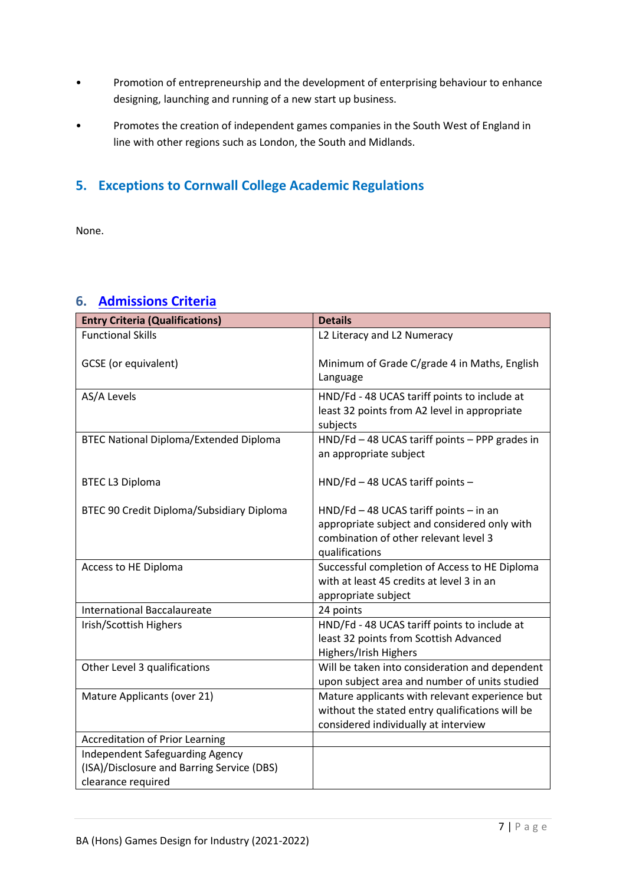- Promotion of entrepreneurship and the development of enterprising behaviour to enhance designing, launching and running of a new start up business.
- Promotes the creation of independent games companies in the South West of England in line with other regions such as London, the South and Midlands.

## 5. Exceptions to Cornwall College Academic Regulations

None.

## 6. Admissions Criteria

| Entry Criteria (Qualifications) | Details |
|---|---|
| Functional Skills<br><br>GCSE (or equivalent) | L2 Literacy and L2 Numeracy<br><br>Minimum of Grade C/grade 4 in Maths, English Language |
| AS/A Levels | HND/Fd - 48 UCAS tariff points to include at least 32 points from A2 level in appropriate subjects |
| BTEC National Diploma/Extended Diploma<br><br>BTEC L3 Diploma<br><br>BTEC 90 Credit Diploma/Subsidiary Diploma | HND/Fd – 48 UCAS tariff points – PPP grades in an appropriate subject<br><br>HND/Fd – 48 UCAS tariff points –<br><br>HND/Fd – 48 UCAS tariff points – in an appropriate subject and considered only with combination of other relevant level 3 qualifications |
| Access to HE Diploma | Successful completion of Access to HE Diploma with at least 45 credits at level 3 in an appropriate subject |
| International Baccalaureate | 24 points |
| Irish/Scottish Highers | HND/Fd - 48 UCAS tariff points to include at least 32 points from Scottish Advanced Highers/Irish Highers |
| Other Level 3 qualifications | Will be taken into consideration and dependent upon subject area and number of units studied |
| Mature Applicants (over 21) | Mature applicants with relevant experience but without the stated entry qualifications will be considered individually at interview |
| Accreditation of Prior Learning | |
| Independent Safeguarding Agency (ISA)/Disclosure and Barring Service (DBS) clearance required | |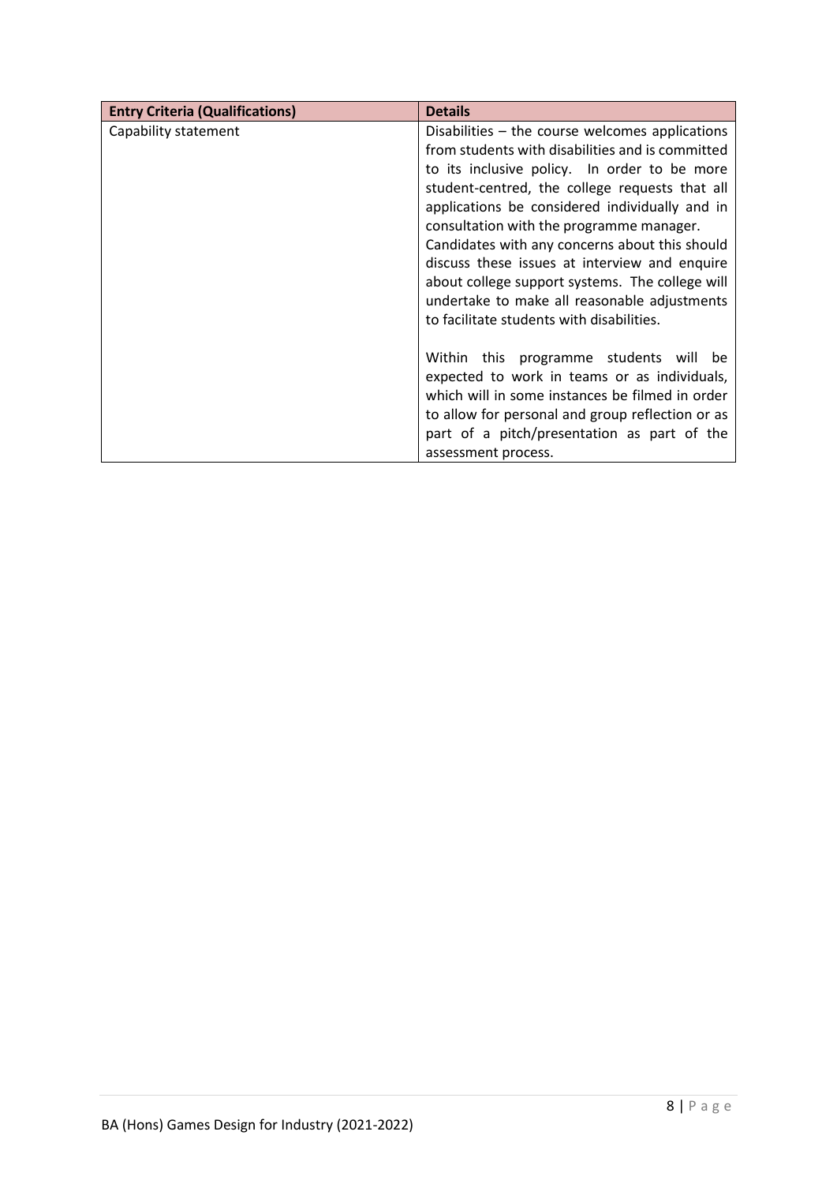| Entry Criteria (Qualifications) | Details |
| --- | --- |
| Capability statement | Disabilities – the course welcomes applications from students with disabilities and is committed to its inclusive policy. In order to be more student-centred, the college requests that all applications be considered individually and in consultation with the programme manager. Candidates with any concerns about this should discuss these issues at interview and enquire about college support systems. The college will undertake to make all reasonable adjustments to facilitate students with disabilities.<br><br>Within this programme students will be expected to work in teams or as individuals, which will in some instances be filmed in order to allow for personal and group reflection or as part of a pitch/presentation as part of the assessment process. |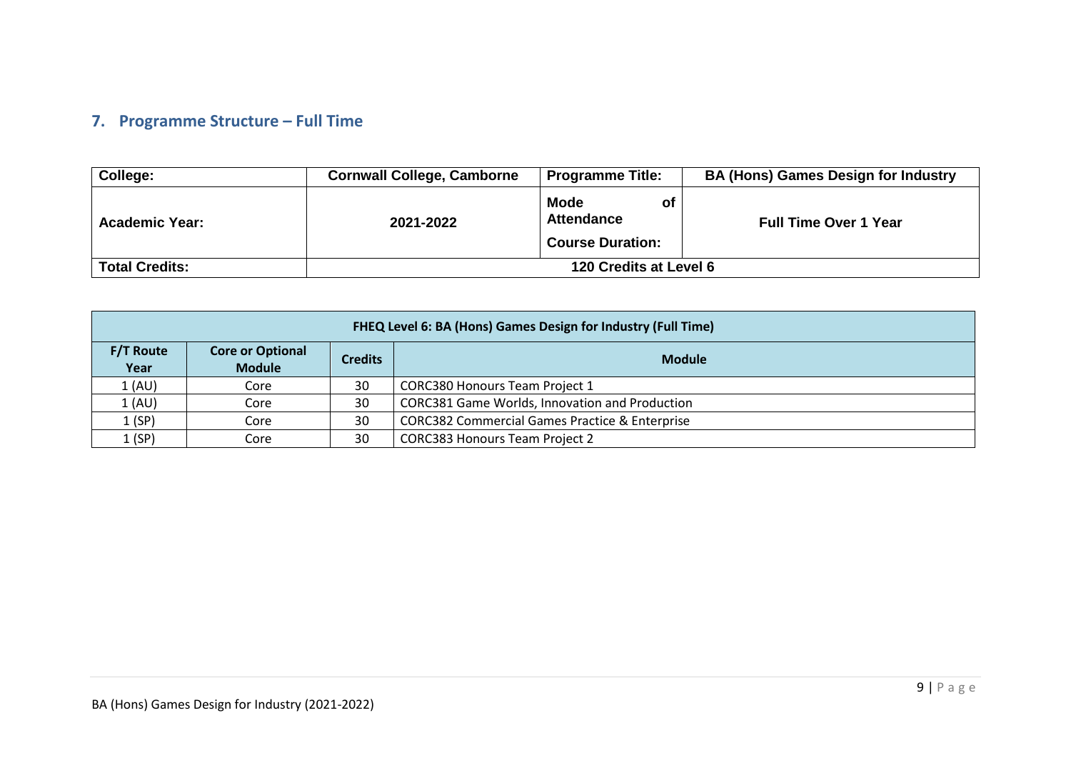## 7. Programme Structure – Full Time

| College: | Cornwall College, Camborne | Programme Title: | BA (Hons) Games Design for Industry |
|---|---|---|---|
| Academic Year: | 2021-2022 | Mode of Attendance<br>Course Duration: | Full Time Over 1 Year |
| Total Credits: | 120 Credits at Level 6 | | |

| FHEQ Level 6: BA (Hons) Games Design for Industry (Full Time) | | | |
|---|---|---|---|
| F/T Route Year | Core or Optional Module | Credits | Module |
| 1 (AU) | Core | 30 | CORC380 Honours Team Project 1 |
| 1 (AU) | Core | 30 | CORC381 Game Worlds, Innovation and Production |
| 1 (SP) | Core | 30 | CORC382 Commercial Games Practice & Enterprise |
| 1 (SP) | Core | 30 | CORC383 Honours Team Project 2 |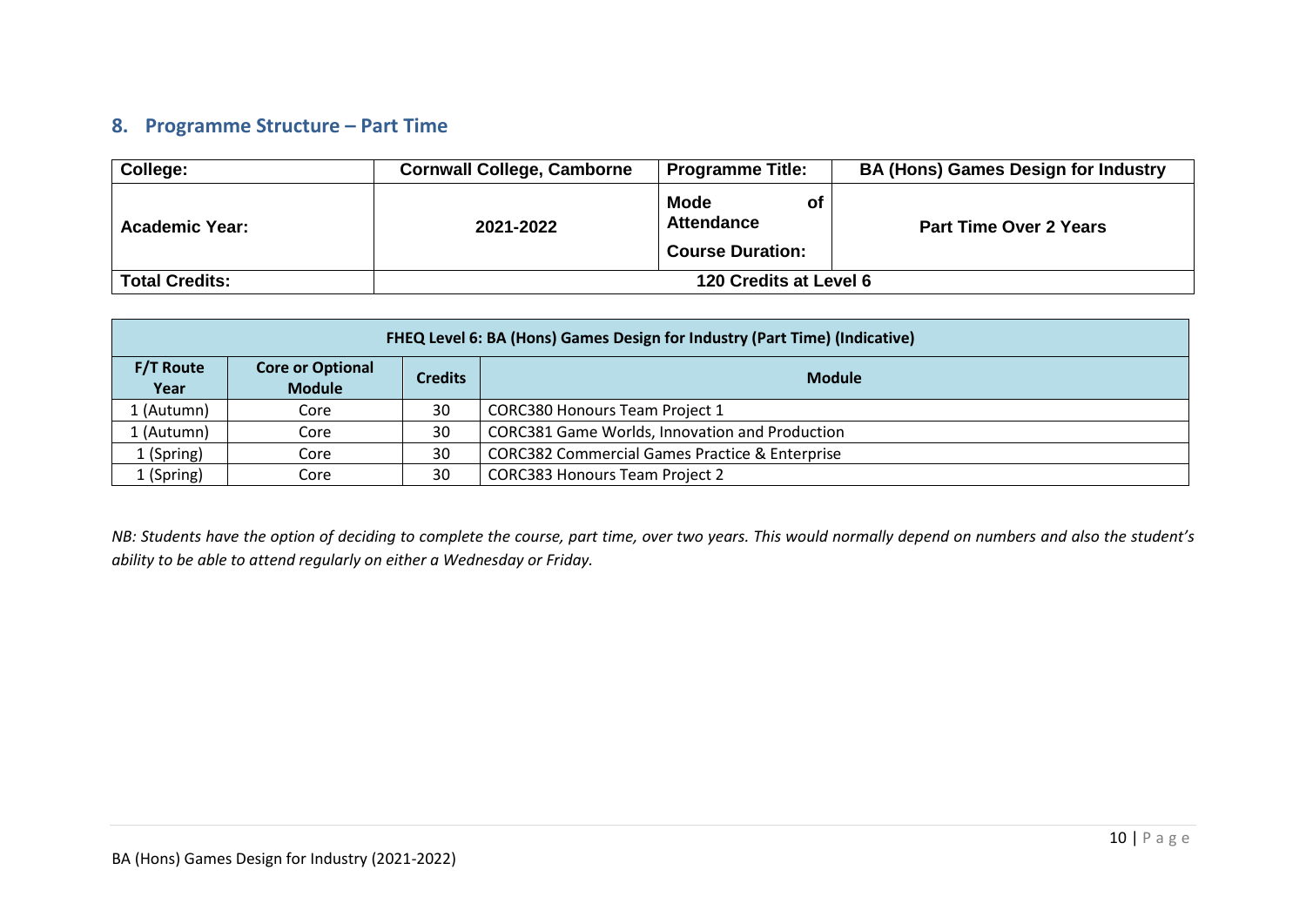## 8. Programme Structure – Part Time

| College: | Cornwall College, Camborne | Programme Title: | BA (Hons) Games Design for Industry |
|---|---|---|---|
| Academic Year: | 2021-2022 | Mode of Attendance<br>Course Duration: | Part Time Over 2 Years |
| Total Credits: | 120 Credits at Level 6 | | |

| FHEQ Level 6: BA (Hons) Games Design for Industry (Part Time) (Indicative) | | | |
|---|---|---|---|
| **F/T Route Year** | **Core or Optional Module** | **Credits** | **Module** |
| 1 (Autumn) | Core | 30 | CORC380 Honours Team Project 1 |
| 1 (Autumn) | Core | 30 | CORC381 Game Worlds, Innovation and Production |
| 1 (Spring) | Core | 30 | CORC382 Commercial Games Practice & Enterprise |
| 1 (Spring) | Core | 30 | CORC383 Honours Team Project 2 |

*NB: Students have the option of deciding to complete the course, part time, over two years. This would normally depend on numbers and also the student's ability to be able to attend regularly on either a Wednesday or Friday.*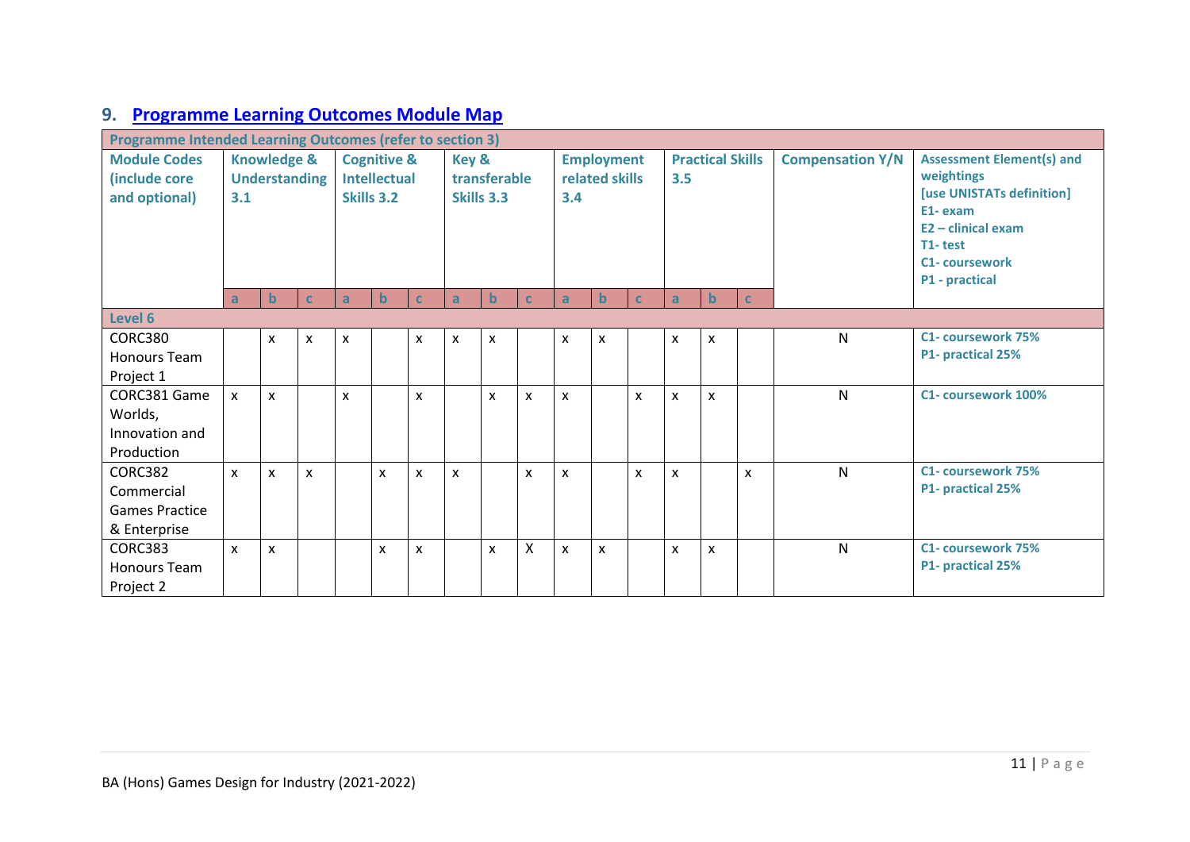## 9. Programme Learning Outcomes Module Map

| Programme Intended Learning Outcomes (refer to section 3) | | | | | | | | | | | | | | | | | |
|---|---|---|---|---|---|---|---|---|---|---|---|---|---|---|---|---|---|
| **Module Codes (include core and optional)** | **Knowledge & Understanding 3.1** | | | **Cognitive & Intellectual Skills 3.2** | | | **Key & transferable Skills 3.3** | | | **Employment related skills 3.4** | | | **Practical Skills 3.5** | | | **Compensation Y/N** | **Assessment Element(s) and weightings [use UNISTATs definition] E1- exam E2 – clinical exam T1- test C1- coursework P1 - practical** |
| | a | b | c | a | b | c | a | b | c | a | b | c | a | b | c | | |
| **Level 6** | | | | | | | | | | | | | | | | | |
| CORC380 Honours Team Project 1 | | x | x | x | | x | x | x | | x | x | | x | x | | N | C1- coursework 75% P1- practical 25% |
| CORC381 Game Worlds, Innovation and Production | x | x | | x | | x | | x | x | x | | x | x | x | | N | C1- coursework 100% |
| CORC382 Commercial Games Practice & Enterprise | x | x | x | | x | x | x | | x | x | | x | x | | x | N | C1- coursework 75% P1- practical 25% |
| CORC383 Honours Team Project 2 | x | x | | | x | x | | x | X | x | x | | x | x | | N | C1- coursework 75% P1- practical 25% |

BA (Hons) Games Design for Industry (2021-2022)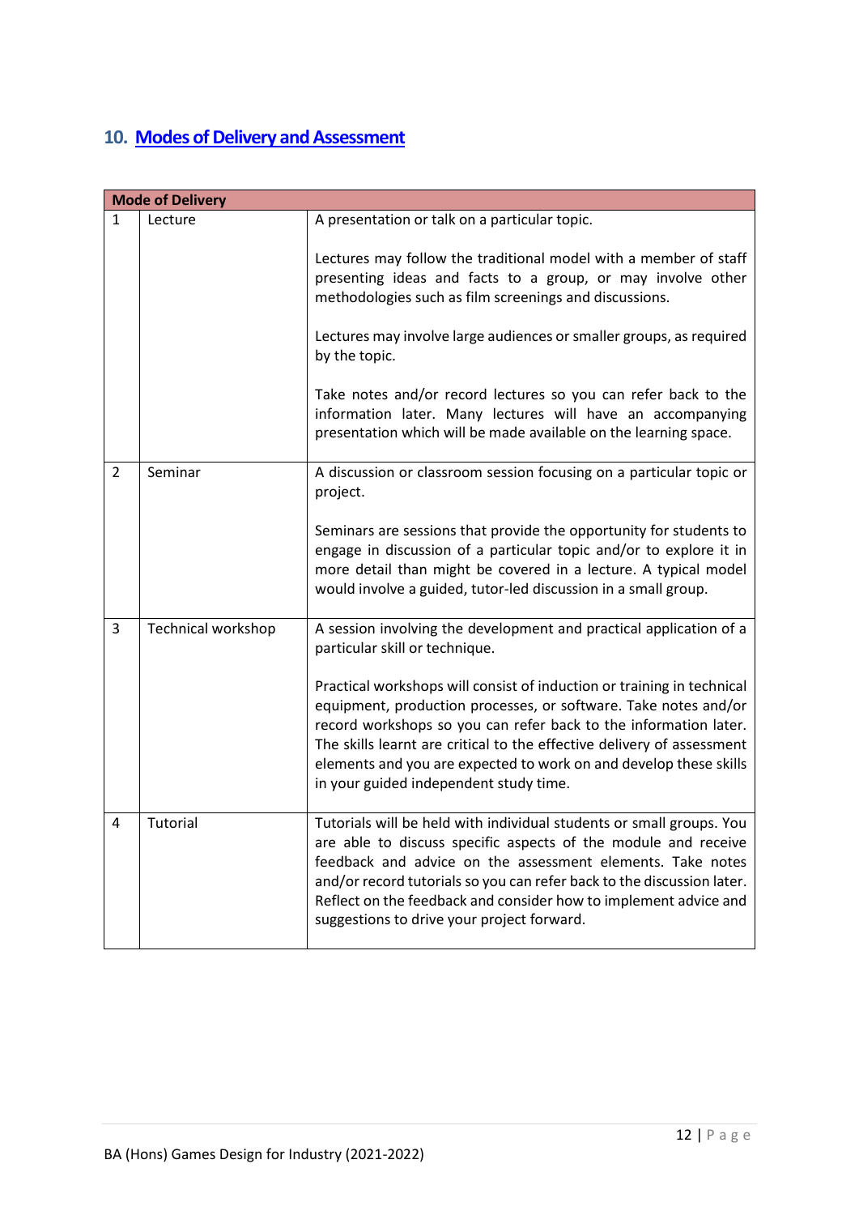## 10. Modes of Delivery and Assessment

| Mode of Delivery | | |
|---|---|---|
| 1 | Lecture | A presentation or talk on a particular topic.<br><br>Lectures may follow the traditional model with a member of staff presenting ideas and facts to a group, or may involve other methodologies such as film screenings and discussions.<br><br>Lectures may involve large audiences or smaller groups, as required by the topic.<br><br>Take notes and/or record lectures so you can refer back to the information later. Many lectures will have an accompanying presentation which will be made available on the learning space. |
| 2 | Seminar | A discussion or classroom session focusing on a particular topic or project.<br><br>Seminars are sessions that provide the opportunity for students to engage in discussion of a particular topic and/or to explore it in more detail than might be covered in a lecture. A typical model would involve a guided, tutor-led discussion in a small group. |
| 3 | Technical workshop | A session involving the development and practical application of a particular skill or technique.<br><br>Practical workshops will consist of induction or training in technical equipment, production processes, or software. Take notes and/or record workshops so you can refer back to the information later. The skills learnt are critical to the effective delivery of assessment elements and you are expected to work on and develop these skills in your guided independent study time. |
| 4 | Tutorial | Tutorials will be held with individual students or small groups. You are able to discuss specific aspects of the module and receive feedback and advice on the assessment elements. Take notes and/or record tutorials so you can refer back to the discussion later. Reflect on the feedback and consider how to implement advice and suggestions to drive your project forward. |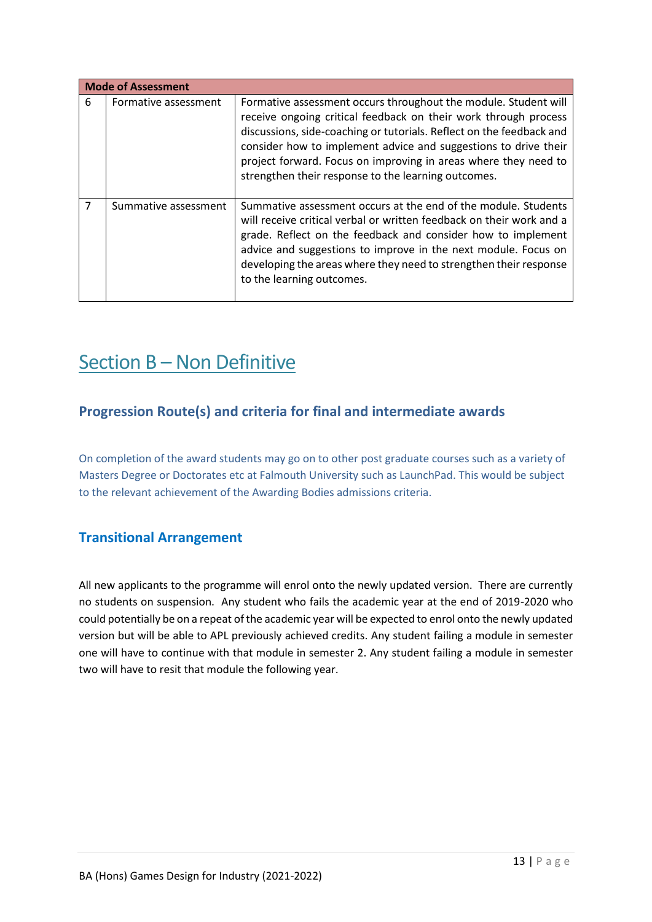| Mode of Assessment | | |
|---|---|---|
| 6 | Formative assessment | Formative assessment occurs throughout the module. Student will receive ongoing critical feedback on their work through process discussions, side-coaching or tutorials. Reflect on the feedback and consider how to implement advice and suggestions to drive their project forward. Focus on improving in areas where they need to strengthen their response to the learning outcomes. |
| 7 | Summative assessment | Summative assessment occurs at the end of the module. Students will receive critical verbal or written feedback on their work and a grade. Reflect on the feedback and consider how to implement advice and suggestions to improve in the next module. Focus on developing the areas where they need to strengthen their response to the learning outcomes. |

# Section B – Non Definitive

## Progression Route(s) and criteria for final and intermediate awards

On completion of the award students may go on to other post graduate courses such as a variety of Masters Degree or Doctorates etc at Falmouth University such as LaunchPad. This would be subject to the relevant achievement of the Awarding Bodies admissions criteria.

## Transitional Arrangement

All new applicants to the programme will enrol onto the newly updated version. There are currently no students on suspension. Any student who fails the academic year at the end of 2019-2020 who could potentially be on a repeat of the academic year will be expected to enrol onto the newly updated version but will be able to APL previously achieved credits. Any student failing a module in semester one will have to continue with that module in semester 2. Any student failing a module in semester two will have to resit that module the following year.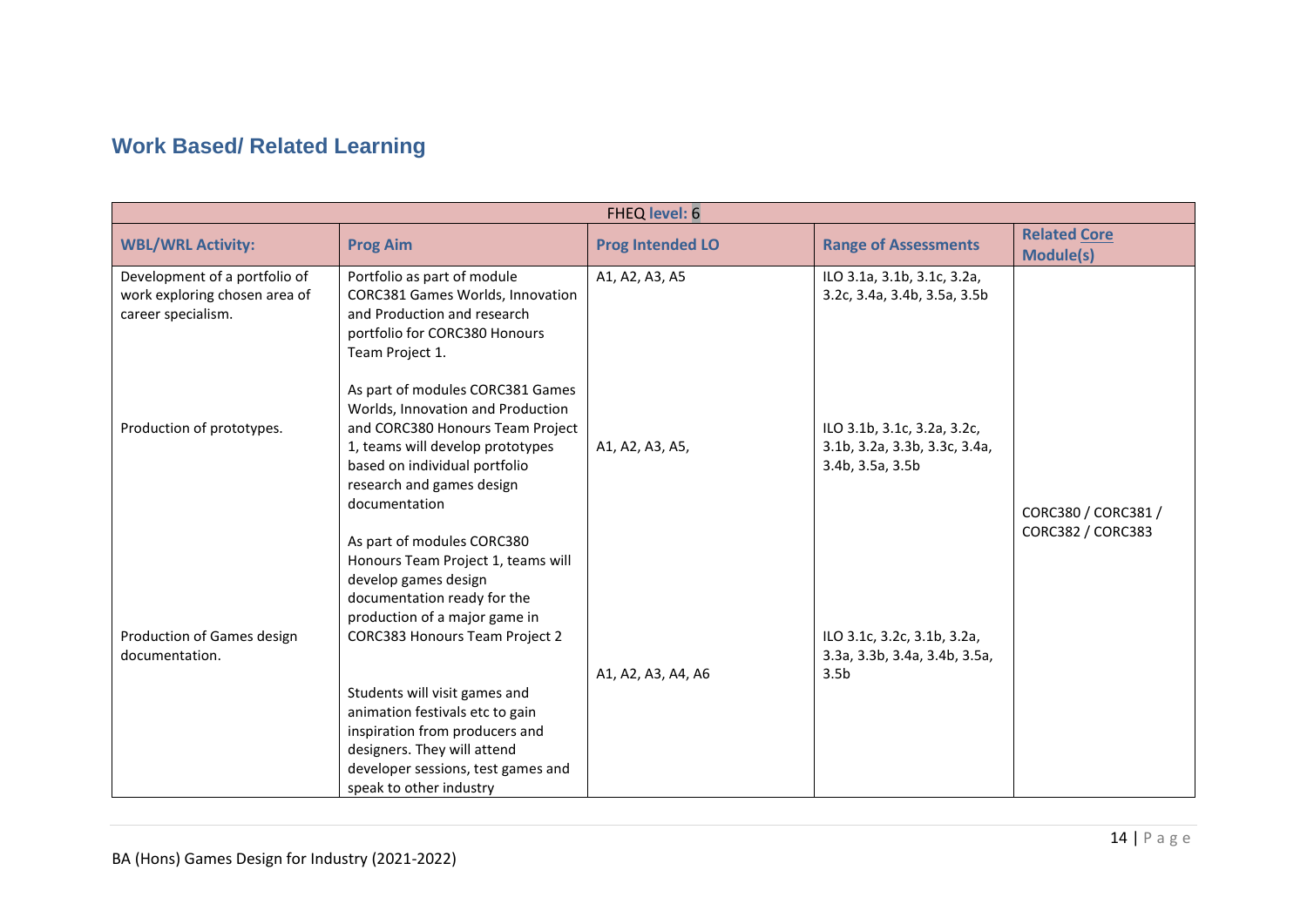## Work Based/ Related Learning

| FHEQ level: 6 | | | | |
|---|---|---|---|---|
| **WBL/WRL Activity:** | **Prog Aim** | **Prog Intended LO** | **Range of Assessments** | **Related Core Module(s)** |
| Development of a portfolio of work exploring chosen area of career specialism. | Portfolio as part of module CORC381 Games Worlds, Innovation and Production and research portfolio for CORC380 Honours Team Project 1. | A1, A2, A3, A5 | ILO 3.1a, 3.1b, 3.1c, 3.2a, 3.2c, 3.4a, 3.4b, 3.5a, 3.5b | CORC380 / CORC381 / CORC382 / CORC383 |
| Production of prototypes. | As part of modules CORC381 Games Worlds, Innovation and Production and CORC380 Honours Team Project 1, teams will develop prototypes based on individual portfolio research and games design documentation | A1, A2, A3, A5, | ILO 3.1b, 3.1c, 3.2a, 3.2c, 3.1b, 3.2a, 3.3b, 3.3c, 3.4a, 3.4b, 3.5a, 3.5b | |
| Production of Games design documentation. | As part of modules CORC380 Honours Team Project 1, teams will develop games design documentation ready for the production of a major game in CORC383 Honours Team Project 2<br><br>Students will visit games and animation festivals etc to gain inspiration from producers and designers. They will attend developer sessions, test games and speak to other industry | A1, A2, A3, A4, A6 | ILO 3.1c, 3.2c, 3.1b, 3.2a, 3.3a, 3.3b, 3.4a, 3.4b, 3.5a, 3.5b | |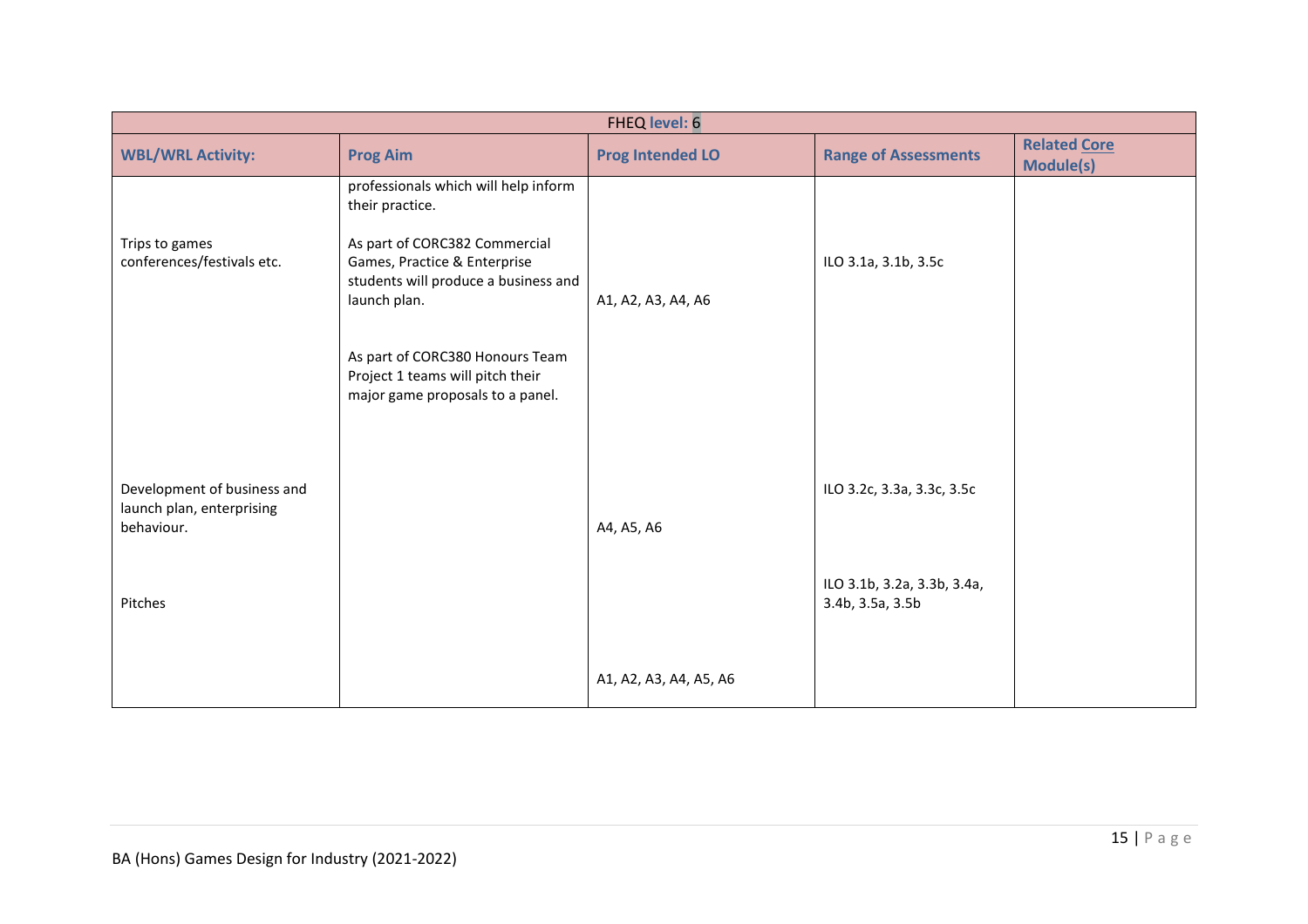| FHEQ level: 6 | | | | |
|---|---|---|---|---|
| **WBL/WRL Activity:** | **Prog Aim** | **Prog Intended LO** | **Range of Assessments** | **Related Core Module(s)** |
| | professionals which will help inform their practice. | | | |
| Trips to games conferences/festivals etc. | As part of CORC382 Commercial Games, Practice & Enterprise students will produce a business and launch plan. | A1, A2, A3, A4, A6 | ILO 3.1a, 3.1b, 3.5c | |
| | As part of CORC380 Honours Team Project 1 teams will pitch their major game proposals to a panel. | | | |
| Development of business and launch plan, enterprising behaviour. | | A4, A5, A6 | ILO 3.2c, 3.3a, 3.3c, 3.5c | |
| Pitches | | A1, A2, A3, A4, A5, A6 | ILO 3.1b, 3.2a, 3.3b, 3.4a, 3.4b, 3.5a, 3.5b | |

BA (Hons) Games Design for Industry (2021-2022)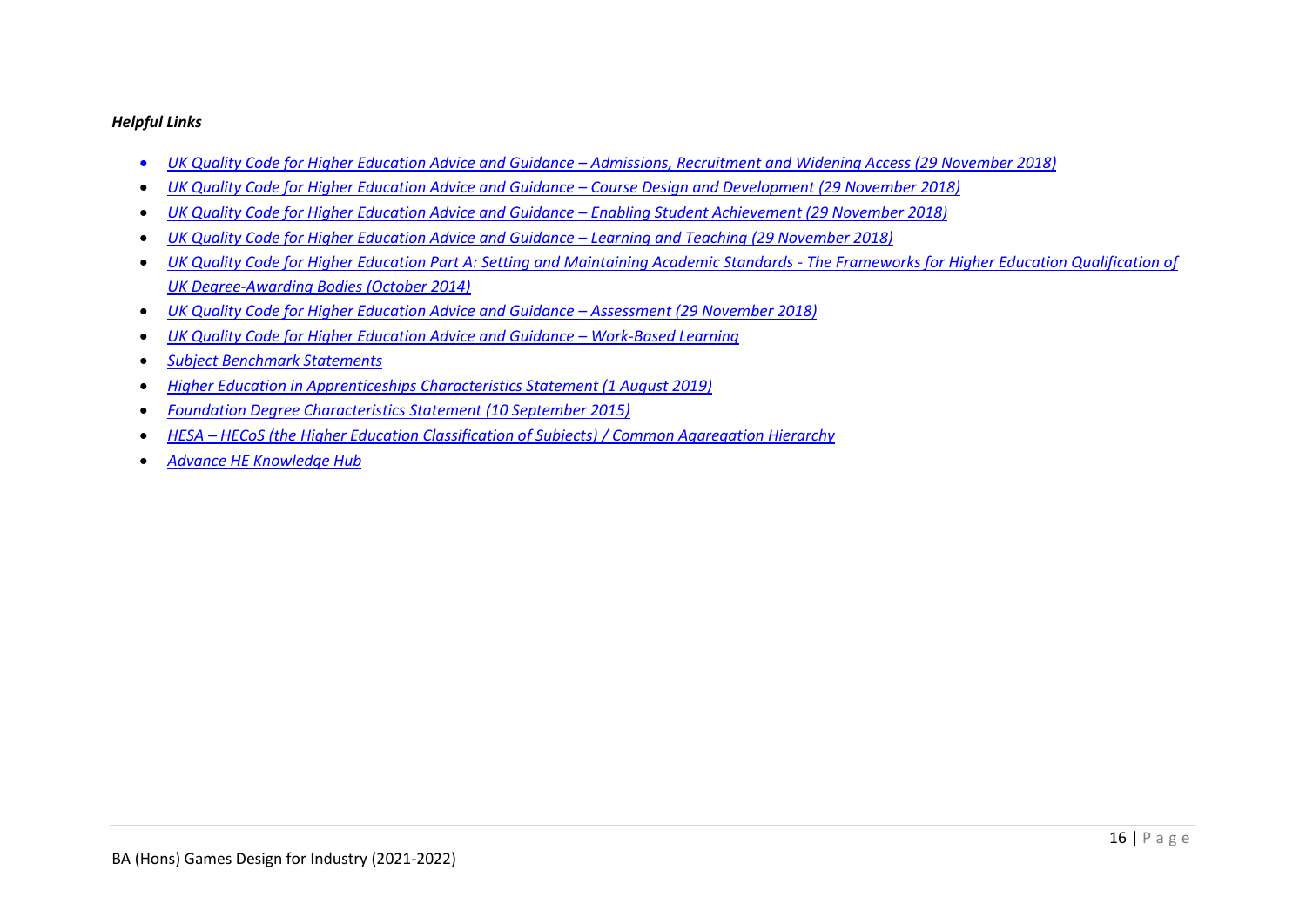***Helpful Links***

- *UK Quality Code for Higher Education Advice and Guidance – Admissions, Recruitment and Widening Access (29 November 2018)*
- *UK Quality Code for Higher Education Advice and Guidance – Course Design and Development (29 November 2018)*
- *UK Quality Code for Higher Education Advice and Guidance – Enabling Student Achievement (29 November 2018)*
- *UK Quality Code for Higher Education Advice and Guidance – Learning and Teaching (29 November 2018)*
- *UK Quality Code for Higher Education Part A: Setting and Maintaining Academic Standards - The Frameworks for Higher Education Qualification of UK Degree-Awarding Bodies (October 2014)*
- *UK Quality Code for Higher Education Advice and Guidance – Assessment (29 November 2018)*
- *UK Quality Code for Higher Education Advice and Guidance – Work-Based Learning*
- *Subject Benchmark Statements*
- *Higher Education in Apprenticeships Characteristics Statement (1 August 2019)*
- *Foundation Degree Characteristics Statement (10 September 2015)*
- *HESA – HECoS (the Higher Education Classification of Subjects) / Common Aggregation Hierarchy*
- *Advance HE Knowledge Hub*